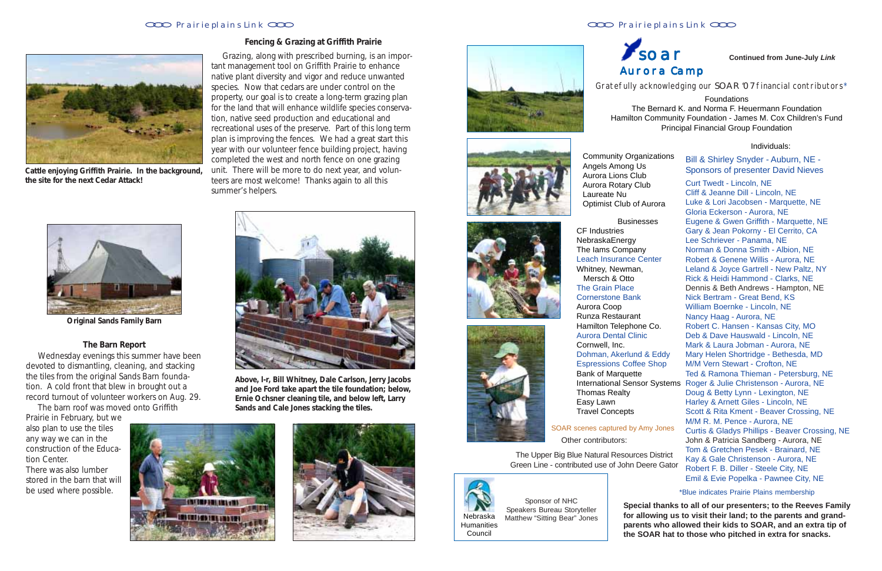### Fencing & Grazing at Griffith Prairie

Cattle enjoying Griffith Prairie. In the background, the site for the next Cedar Attack!

Grazing, along with prescribed burning, is an important management tool on Griffith Prairie to enhance native plant diversity and vigor and reduce unwanted species. Now that cedars are under control on the property, our goal is to create a long-term grazing plan for the land that will enhance wildlife species conservation, native seed production and educational and recreational uses of the preserve. Part of this long term plan is improving the fences. We had a great start this year with our volunteer fence building project, having completed the west and north fence on one grazing unit. There will be more to do next year, and volunteers are most welcome! Thanks again to all this summer's helpers.

**Original Sands Family Barn**

### The Barn Report

Wednesday evenings this summer have been devoted to dismantling, cleaning, and stacking the tiles from the original Sands Barn foundation. A cold front that blew in brought out a record turnout of volunteer workers on Aug. 29.

The barn roof was moved onto Griffith Prairie in February, but we also plan to use the tiles any way we can in the construction of the Education Center.

There was also lumber stored in the barn that will be used where possible.

**Above, l-r, Bill Whitney, Dale Carlson, Jerry Jacobs and Joe Ford take apart the tile foundation; below, Ernie Ochsner cleaning tile, and below left, Larry Sands and Cale Jones stacking the tiles.**

## soar Aurora Camp

**Continued from June-July *Link***

*Gratefully acknowledging our SOAR '07 financial contributors**

Foundations
The Bernard K. and Norma F. Heuermann Foundation
Hamilton Community Foundation - James M. Cox Children's Fund
Principal Financial Group Foundation

Community Organizations
Angels Among Us
Aurora Lions Club
Aurora Rotary Club
Laureate Nu
Optimist Club of Aurora

Businesses
CF Industries
NebraskaEnergy
The Iams Company
Leach Insurance Center
Whitney, Newman, Mersch & Otto
The Grain Place
Cornerstone Bank
Aurora Coop
Runza Restaurant
Hamilton Telephone Co.
Aurora Dental Clinic
Cornwell, Inc.
Dohman, Akerlund & Eddy
Espressions Coffee Shop
Bank of Marquette
International Sensor Systems
Thomas Realty
Easy Lawn
Travel Concepts

SOAR scenes captured by Amy Jones

Other contributors:

The Upper Big Blue Natural Resources District
Green Line - contributed use of John Deere Gator

Individuals:

Bill & Shirley Snyder - Auburn, NE - Sponsors of presenter David Nieves
Curt Twedt - Lincoln, NE
Cliff & Jeanne Dill - Lincoln, NE
Luke & Lori Jacobsen - Marquette, NE
Gloria Eckerson - Aurora, NE
Eugene & Gwen Griffith - Marquette, NE
Gary & Jean Pokorny - El Cerrito, CA
Lee Schriever - Panama, NE
Norman & Donna Smith - Albion, NE
Robert & Genene Willis - Aurora, NE
Leland & Joyce Gartrell - New Paltz, NY
Rick & Heidi Hammond - Clarks, NE
Dennis & Beth Andrews - Hampton, NE
Nick Bertram - Great Bend, KS
William Boernke - Lincoln, NE
Nancy Haag - Aurora, NE
Robert C. Hansen - Kansas City, MO
Deb & Dave Hauswald - Lincoln, NE
Mark & Laura Jobman - Aurora, NE
Mary Helen Shortridge - Bethesda, MD
M/M Vern Stewart - Crofton, NE
Ted & Ramona Thieman - Petersburg, NE
Roger & Julie Christenson - Aurora, NE
Doug & Betty Lynn - Lexington, NE
Harley & Arnett Giles - Lincoln, NE
Scott & Rita Kment - Beaver Crossing, NE
M/M R. M. Pence - Aurora, NE
Curtis & Gladys Phillips - Beaver Crossing, NE
John & Patricia Sandberg - Aurora, NE
Tom & Gretchen Pesek - Brainard, NE
Kay & Gale Christenson - Aurora, NE
Robert F. B. Diller - Steele City, NE
Emil & Evie Popelka - Pawnee City, NE

*Blue indicates Prairie Plains membership

Nebraska Humanities Council

Sponsor of NHC Speakers Bureau Storyteller Matthew "Sitting Bear" Jones

**Special thanks to all of our presenters; to the Reeves Family for allowing us to visit their land; to the parents and grandparents who allowed their kids to SOAR, and an extra tip of the SOAR hat to those who pitched in extra for snacks.**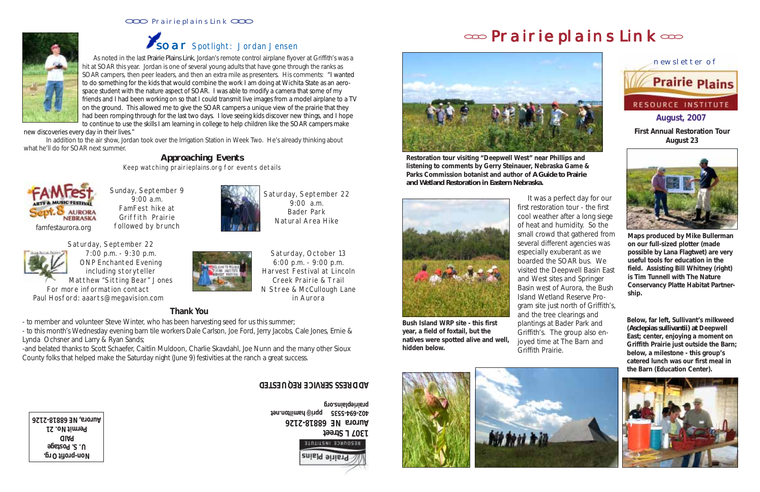# soar Spotlight: Jordan Jensen

As noted in the last Prairie Plains Link, Jordan's remote control airplane flyover at Griffith's was a hit at SOAR this year. Jordan is one of several young adults that have gone through the ranks as SOAR campers, then peer leaders, and then an extra mile as presenters. His comments: "I wanted to do something for the kids that would combine the work I am doing at Wichita State as an aerospace student with the nature aspect of SOAR. I was able to modify a camera that some of my friends and I had been working on so that I could transmit live images from a model airplane to a TV on the ground. This allowed me to give the SOAR campers a unique view of the prairie that they had been romping through for the last two days. I love seeing kids discover new things, and I hope to continue to use the skills I am learning in college to help children like the SOAR campers make new discoveries every day in their lives."

In addition to the air show, Jordan took over the Irrigation Station in Week Two. He's already thinking about what he'll do for SOAR next summer.

## Approaching Events

Keep watching prairieplains.org for events details

famfestaurora.org

Sunday, September 9
9:00 a.m.
FamFest hike at
Griffith Prairie
followed by brunch

Saturday, September 22
9:00 a.m.
Bader Park
Natural Area Hike

Saturday, September 22
7:00 p.m. - 9:30 p.m.
ONP Enchanted Evening
including storyteller
Matthew "Sitting Bear" Jones
For more information contact
Paul Hosford: aaarts@megavision.com

Saturday, October 13
6:00 p.m. - 9:00 p.m.
Harvest Festival at Lincoln
Creek Prairie & Trail
N Stree & McCullough Lane
in Aurora

## Thank You

- to member and volunteer Steve Winter, who has been harvesting seed for us this summer;
- to this month's Wednesday evening barn tile workers Dale Carlson, Joe Ford, Jerry Jacobs, Cale Jones, Ernie & Lynda Ochsner and Larry & Ryan Sands;
- and belated thanks to Scott Schaefer, Caitlin Muldoon, Charlie Skavdahl, Joe Nunn and the many other Sioux County folks that helped make the Saturday night (June 9) festivities at the ranch a great success.

**ADDRESS SERVICE REQUESTED**

Prairie Plains Resource Institute
**1307 L Street**
**Aurora NE 68818-2126**
**402-694-5535 ppri@hamilton.net**
**prairieplains.org**

**Non-profit Org.**
**U. S. Postage**
**PAID**
**Permit No. 21**
**Aurora, NE 68818-2126**

# Prairie plains Link

newsletter of Prairie Plains Resource Institute

**August, 2007**

**First Annual Restoration Tour**
**August 23**

**Restoration tour visiting "Deepwell West" near Phillips and listening to comments by Gerry Steinauer, Nebraska Game & Parks Commission botanist and author of *A Guide to Prairie and Wetland Restoration in Eastern Nebraska.***

It was a perfect day for our first restoration tour - the first cool weather after a long siege of heat and humidity. So the small crowd that gathered from several different agencies was especially exuberant as we boarded the SOAR bus. We visited the Deepwell Basin East and West sites and Springer Basin west of Aurora, the Bush Island Wetland Reserve Program site just north of Griffith's, and the tree clearings and plantings at Bader Park and Griffith's. The group also enjoyed time at The Barn and Griffith Prairie.

**Bush Island WRP site - this first year, a field of foxtail, but the natives were spotted alive and well, hidden below.**

**Maps produced by Mike Bullerman on our full-sized plotter (made possible by Lana Flagtwet) are very useful tools for education in the field. Assisting Bill Whitney (right) is Tim Tunnell with The Nature Conservancy Platte Habitat Partnership.**

**Below, far left, Sullivant's milkweed (*Asclepias sullivantii*) at Deepwell East; center, enjoying a moment on Griffith Prairie just outside the Barn; below, a milestone - this group's catered lunch was our first meal in the Barn (Education Center).**